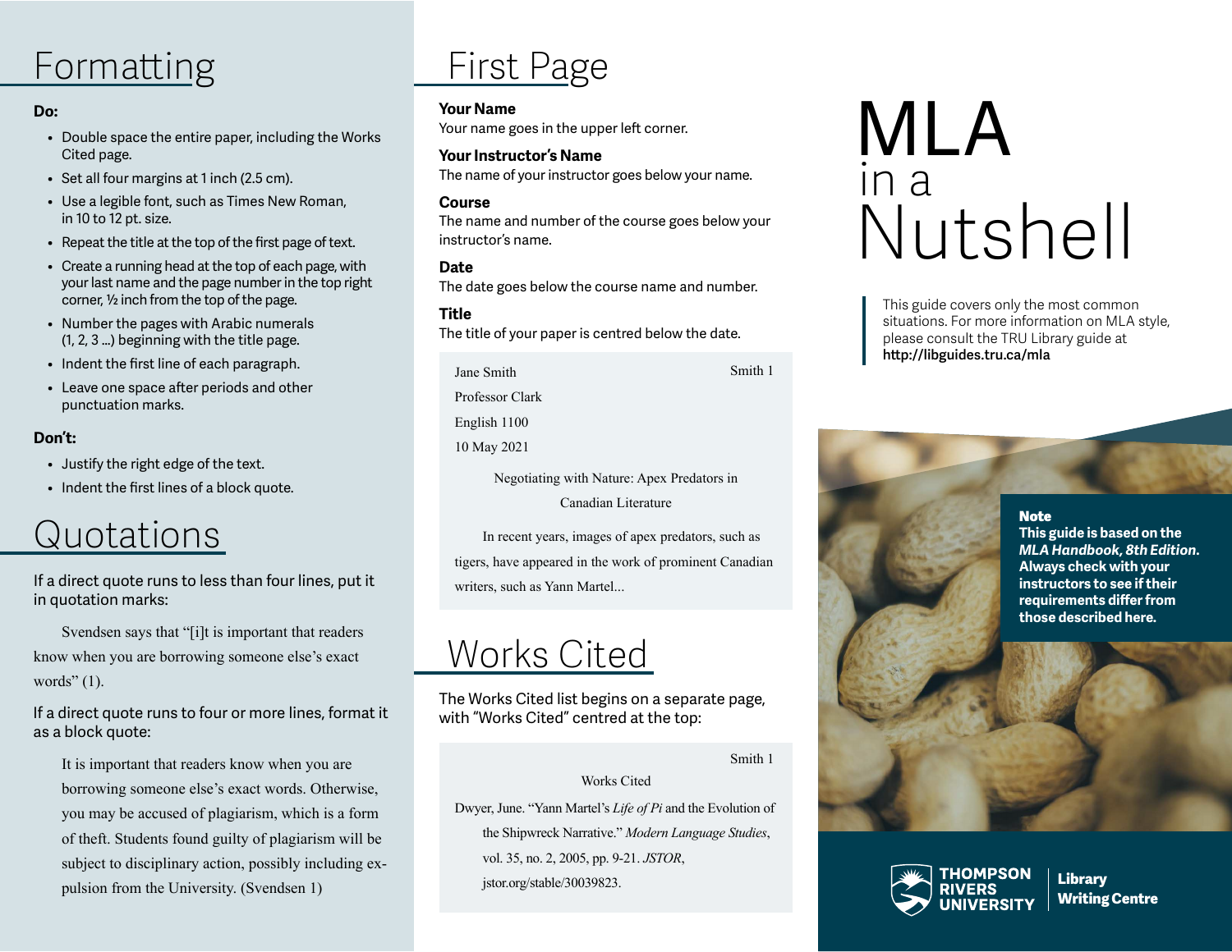# Formatting

**Do:**

- Double space the entire paper, including the Works Cited page.
- Set all four margins at 1 inch (2.5 cm).
- Use a legible font, such as Times New Roman, in 10 to 12 pt. size.
- Repeat the title at the top of the first page of text.
- Create a running head at the top of each page, with your last name and the page number in the top right corner, ½ inch from the top of the page.
- Number the pages with Arabic numerals (1, 2, 3 ...) beginning with the title page.
- Indent the first line of each paragraph.
- Leave one space after periods and other punctuation marks.

**Don't:**

- Justify the right edge of the text.
- Indent the first lines of a block quote.

# Quotations

If a direct quote runs to less than four lines, put it in quotation marks:

> Svendsen says that "[i]t is important that readers know when you are borrowing someone else's exact words" (1).

If a direct quote runs to four or more lines, format it as a block quote:

> It is important that readers know when you are borrowing someone else's exact words. Otherwise, you may be accused of plagiarism, which is a form of theft. Students found guilty of plagiarism will be subject to disciplinary action, possibly including expulsion from the University. (Svendsen 1)

# First Page

**Your Name**
Your name goes in the upper left corner.

**Your Instructor's Name**
The name of your instructor goes below your name.

**Course**
The name and number of the course goes below your instructor's name.

**Date**
The date goes below the course name and number.

**Title**
The title of your paper is centred below the date.

> Smith 1
>
> Jane Smith
> Professor Clark
> English 1100
> 10 May 2021
>
> Negotiating with Nature: Apex Predators in Canadian Literature
>
> In recent years, images of apex predators, such as tigers, have appeared in the work of prominent Canadian writers, such as Yann Martel...

# Works Cited

The Works Cited list begins on a separate page, with "Works Cited" centred at the top:

> Smith 1
>
> Works Cited
>
> Dwyer, June. "Yann Martel's *Life of Pi* and the Evolution of the Shipwreck Narrative." *Modern Language Studies*, vol. 35, no. 2, 2005, pp. 9-21. *JSTOR*, jstor.org/stable/30039823.

# MLA in a Nutshell

This guide covers only the most common situations. For more information on MLA style, please consult the TRU Library guide at **http://libguides.tru.ca/mla**

**Note**
**This guide is based on the *MLA Handbook, 8th Edition*. Always check with your instructors to see if their requirements differ from those described here.**

THOMPSON RIVERS UNIVERSITY | Library Writing Centre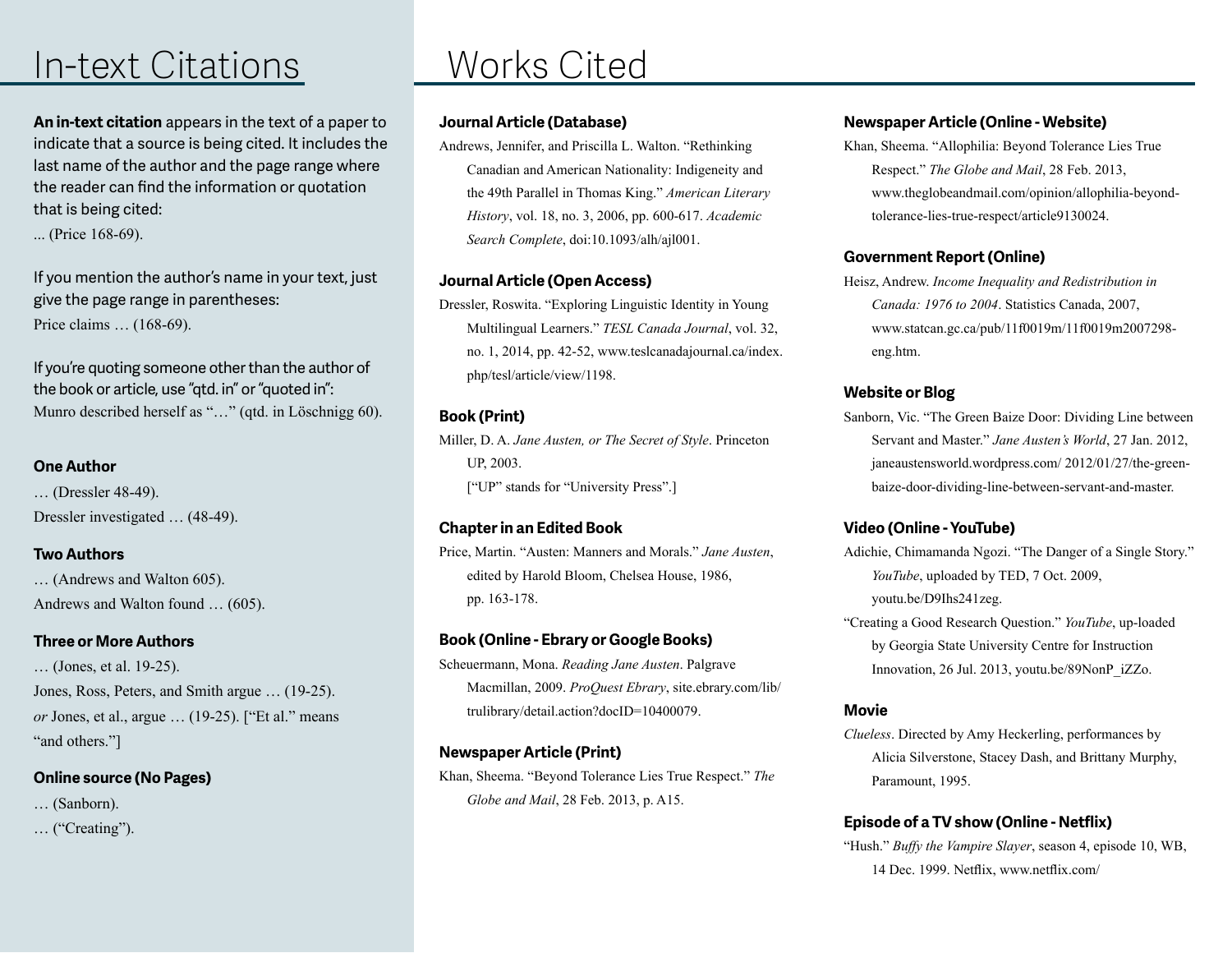# In-text Citations

**An in-text citation** appears in the text of a paper to indicate that a source is being cited. It includes the last name of the author and the page range where the reader can find the information or quotation that is being cited:

... (Price 168-69).

If you mention the author's name in your text, just give the page range in parentheses:

Price claims … (168-69).

If you're quoting someone other than the author of the book or article, use "qtd. in" or "quoted in":

Munro described herself as "…" (qtd. in Löschnigg 60).

### One Author

… (Dressler 48-49).

Dressler investigated … (48-49).

### Two Authors

… (Andrews and Walton 605).

Andrews and Walton found … (605).

### Three or More Authors

… (Jones, et al. 19-25).

Jones, Ross, Peters, and Smith argue … (19-25).

*or* Jones, et al., argue … (19-25). ["Et al." means "and others."]

### Online source (No Pages)

… (Sanborn).

… ("Creating").

# Works Cited

### Journal Article (Database)

Andrews, Jennifer, and Priscilla L. Walton. "Rethinking Canadian and American Nationality: Indigeneity and the 49th Parallel in Thomas King." *American Literary History*, vol. 18, no. 3, 2006, pp. 600-617. *Academic Search Complete*, doi:10.1093/alh/ajl001.

### Journal Article (Open Access)

Dressler, Roswita. "Exploring Linguistic Identity in Young Multilingual Learners." *TESL Canada Journal*, vol. 32, no. 1, 2014, pp. 42-52, www.teslcanadajournal.ca/index.php/tesl/article/view/1198.

### Book (Print)

Miller, D. A. *Jane Austen, or The Secret of Style*. Princeton UP, 2003.

["UP" stands for "University Press".]

### Chapter in an Edited Book

Price, Martin. "Austen: Manners and Morals." *Jane Austen*, edited by Harold Bloom, Chelsea House, 1986, pp. 163-178.

### Book (Online - Ebrary or Google Books)

Scheuermann, Mona. *Reading Jane Austen*. Palgrave Macmillan, 2009. *ProQuest Ebrary*, site.ebrary.com/lib/trulibrary/detail.action?docID=10400079.

### Newspaper Article (Print)

Khan, Sheema. "Beyond Tolerance Lies True Respect." *The Globe and Mail*, 28 Feb. 2013, p. A15.

### Newspaper Article (Online - Website)

Khan, Sheema. "Allophilia: Beyond Tolerance Lies True Respect." *The Globe and Mail*, 28 Feb. 2013, www.theglobeandmail.com/opinion/allophilia-beyond-tolerance-lies-true-respect/article9130024.

### Government Report (Online)

Heisz, Andrew. *Income Inequality and Redistribution in Canada: 1976 to 2004*. Statistics Canada, 2007, www.statcan.gc.ca/pub/11f0019m/11f0019m2007298-eng.htm.

### Website or Blog

Sanborn, Vic. "The Green Baize Door: Dividing Line between Servant and Master." *Jane Austen's World*, 27 Jan. 2012, janeaustensworld.wordpress.com/ 2012/01/27/the-green-baize-door-dividing-line-between-servant-and-master.

### Video (Online - YouTube)

Adichie, Chimamanda Ngozi. "The Danger of a Single Story." *YouTube*, uploaded by TED, 7 Oct. 2009, youtu.be/D9Ihs241zeg.

"Creating a Good Research Question." *YouTube*, up-loaded by Georgia State University Centre for Instruction Innovation, 26 Jul. 2013, youtu.be/89NonP_iZZo.

### Movie

*Clueless*. Directed by Amy Heckerling, performances by Alicia Silverstone, Stacey Dash, and Brittany Murphy, Paramount, 1995.

### Episode of a TV show (Online - Netflix)

"Hush." *Buffy the Vampire Slayer*, season 4, episode 10, WB, 14 Dec. 1999. Netflix, www.netflix.com/